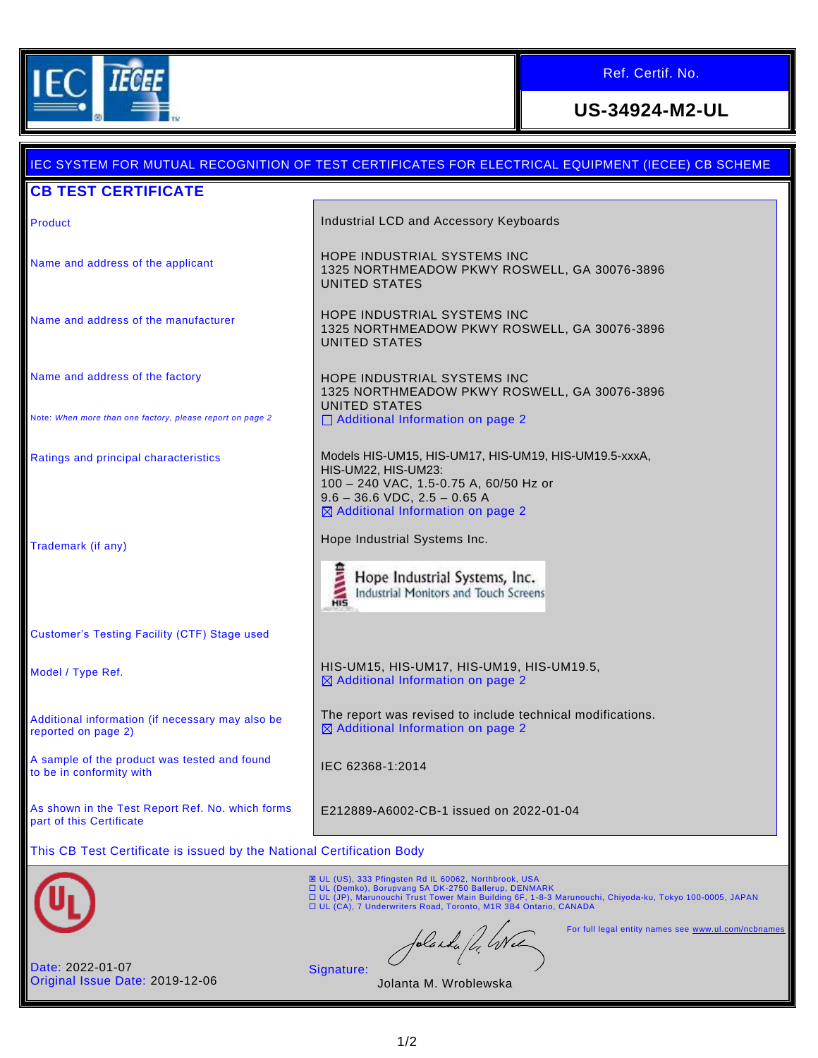IEC IECEE

| Ref. Certif. No. |
| --- |
| **US-34924-M2-UL** |

IEC SYSTEM FOR MUTUAL RECOGNITION OF TEST CERTIFICATES FOR ELECTRICAL EQUIPMENT (IECEE) CB SCHEME

## CB TEST CERTIFICATE

| | |
| --- | --- |
| Product | Industrial LCD and Accessory Keyboards |
| Name and address of the applicant | HOPE INDUSTRIAL SYSTEMS INC<br>1325 NORTHMEADOW PKWY ROSWELL, GA 30076-3896<br>UNITED STATES |
| Name and address of the manufacturer | HOPE INDUSTRIAL SYSTEMS INC<br>1325 NORTHMEADOW PKWY ROSWELL, GA 30076-3896<br>UNITED STATES |
| Name and address of the factory<br><br>Note: *When more than one factory, please report on page 2* | HOPE INDUSTRIAL SYSTEMS INC<br>1325 NORTHMEADOW PKWY ROSWELL, GA 30076-3896<br>UNITED STATES<br>☐ Additional Information on page 2 |
| Ratings and principal characteristics | Models HIS-UM15, HIS-UM17, HIS-UM19, HIS-UM19.5-xxxA, HIS-UM22, HIS-UM23:<br>100 – 240 VAC, 1.5-0.75 A, 60/50 Hz or<br>9.6 – 36.6 VDC, 2.5 – 0.65 A<br>☒ Additional Information on page 2 |
| Trademark (if any) | Hope Industrial Systems Inc.<br>Hope Industrial Systems, Inc. Industrial Monitors and Touch Screens |
| Customer's Testing Facility (CTF) Stage used | |
| Model / Type Ref. | HIS-UM15, HIS-UM17, HIS-UM19, HIS-UM19.5,<br>☒ Additional Information on page 2 |
| Additional information (if necessary may also be reported on page 2) | The report was revised to include technical modifications.<br>☒ Additional Information on page 2 |
| A sample of the product was tested and found to be in conformity with | IEC 62368-1:2014 |
| As shown in the Test Report Ref. No. which forms part of this Certificate | E212889-A6002-CB-1 issued on 2022-01-04 |

This CB Test Certificate is issued by the National Certification Body

☒ UL (US), 333 Pfingsten Rd IL 60062, Northbrook, USA
☐ UL (Demko), Borupvang 5A DK-2750 Ballerup, DENMARK
☐ UL (JP), Marunouchi Trust Tower Main Building 6F, 1-8-3 Marunouchi, Chiyoda-ku, Tokyo 100-0005, JAPAN
☐ UL (CA), 7 Underwriters Road, Toronto, M1R 3B4 Ontario, CANADA

For full legal entity names see www.ul.com/ncbnames

Date: 2022-01-07
Original Issue Date: 2019-12-06

Signature:
Jolanta M. Wroblewska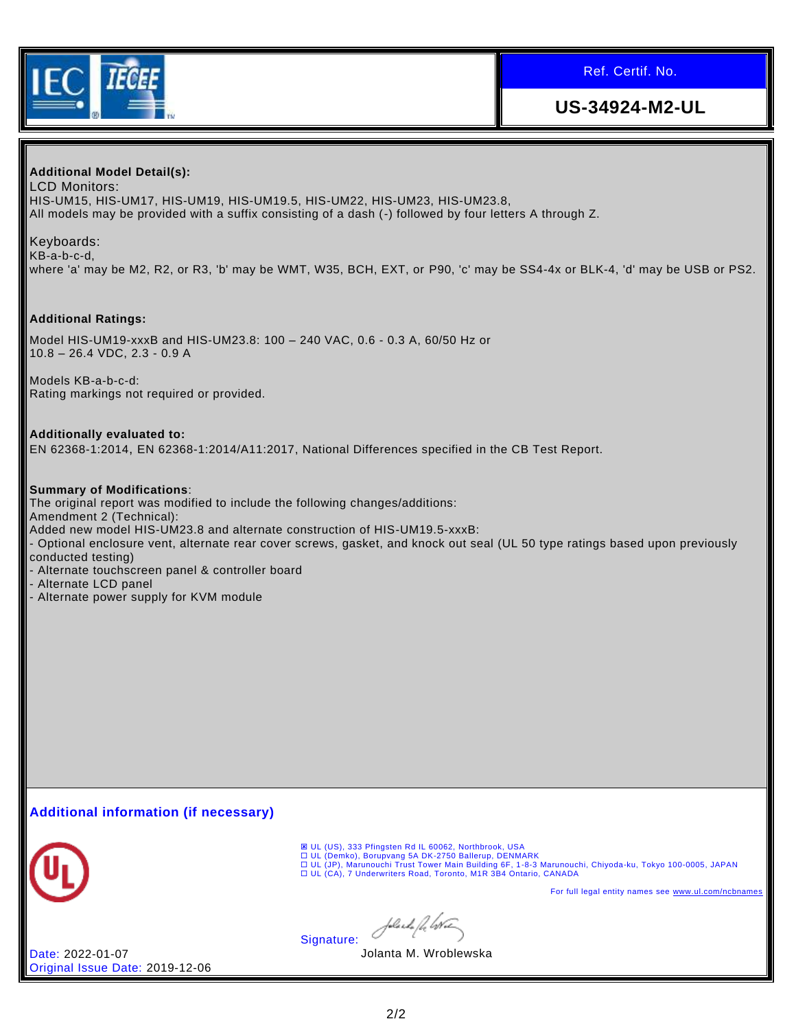IEC IECEE

**Ref. Certif. No.**

**US-34924-M2-UL**

**Additional Model Detail(s):**
LCD Monitors:
HIS-UM15, HIS-UM17, HIS-UM19, HIS-UM19.5, HIS-UM22, HIS-UM23, HIS-UM23.8,
All models may be provided with a suffix consisting of a dash (-) followed by four letters A through Z.

Keyboards:
KB-a-b-c-d,
where 'a' may be M2, R2, or R3, 'b' may be WMT, W35, BCH, EXT, or P90, 'c' may be SS4-4x or BLK-4, 'd' may be USB or PS2.

**Additional Ratings:**

Model HIS-UM19-xxxB and HIS-UM23.8: 100 – 240 VAC, 0.6 - 0.3 A, 60/50 Hz or
10.8 – 26.4 VDC, 2.3 - 0.9 A

Models KB-a-b-c-d:
Rating markings not required or provided.

**Additionally evaluated to:**
EN 62368-1:2014, EN 62368-1:2014/A11:2017, National Differences specified in the CB Test Report.

**Summary of Modifications**:
The original report was modified to include the following changes/additions:
Amendment 2 (Technical):
Added new model HIS-UM23.8 and alternate construction of HIS-UM19.5-xxxB:
- Optional enclosure vent, alternate rear cover screws, gasket, and knock out seal (UL 50 type ratings based upon previously conducted testing)
- Alternate touchscreen panel & controller board
- Alternate LCD panel
- Alternate power supply for KVM module

**Additional information (if necessary)**

☒ UL (US), 333 Pfingsten Rd IL 60062, Northbrook, USA
☐ UL (Demko), Borupvang 5A DK-2750 Ballerup, DENMARK
☐ UL (JP), Marunouchi Trust Tower Main Building 6F, 1-8-3 Marunouchi, Chiyoda-ku, Tokyo 100-0005, JAPAN
☐ UL (CA), 7 Underwriters Road, Toronto, M1R 3B4 Ontario, CANADA

For full legal entity names see www.ul.com/ncbnames

Signature:
Jolanta M. Wroblewska

Date: 2022-01-07
Original Issue Date: 2019-12-06